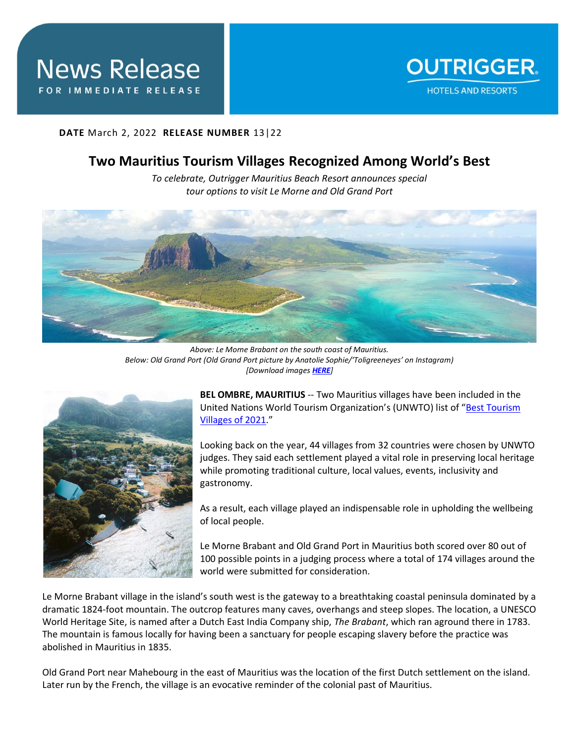News Release
FOR IMMEDIATE RELEASE

OUTRIGGER
HOTELS AND RESORTS

**DATE** March 2, 2022 **RELEASE NUMBER** 13|22

# Two Mauritius Tourism Villages Recognized Among World's Best

*To celebrate, Outrigger Mauritius Beach Resort announces special tour options to visit Le Morne and Old Grand Port*

*Above: Le Morne Brabant on the south coast of Mauritius.*
*Below: Old Grand Port (Old Grand Port picture by Anatolie Sophie/'Toligreeneyes' on Instagram)*
*[Download images* ***HERE****]*

**BEL OMBRE, MAURITIUS** -- Two Mauritius villages have been included in the United Nations World Tourism Organization's (UNWTO) list of "Best Tourism Villages of 2021."

Looking back on the year, 44 villages from 32 countries were chosen by UNWTO judges. They said each settlement played a vital role in preserving local heritage while promoting traditional culture, local values, events, inclusivity and gastronomy.

As a result, each village played an indispensable role in upholding the wellbeing of local people.

Le Morne Brabant and Old Grand Port in Mauritius both scored over 80 out of 100 possible points in a judging process where a total of 174 villages around the world were submitted for consideration.

Le Morne Brabant village in the island's south west is the gateway to a breathtaking coastal peninsula dominated by a dramatic 1824-foot mountain. The outcrop features many caves, overhangs and steep slopes. The location, a UNESCO World Heritage Site, is named after a Dutch East India Company ship, *The Brabant*, which ran aground there in 1783. The mountain is famous locally for having been a sanctuary for people escaping slavery before the practice was abolished in Mauritius in 1835.

Old Grand Port near Mahebourg in the east of Mauritius was the location of the first Dutch settlement on the island. Later run by the French, the village is an evocative reminder of the colonial past of Mauritius.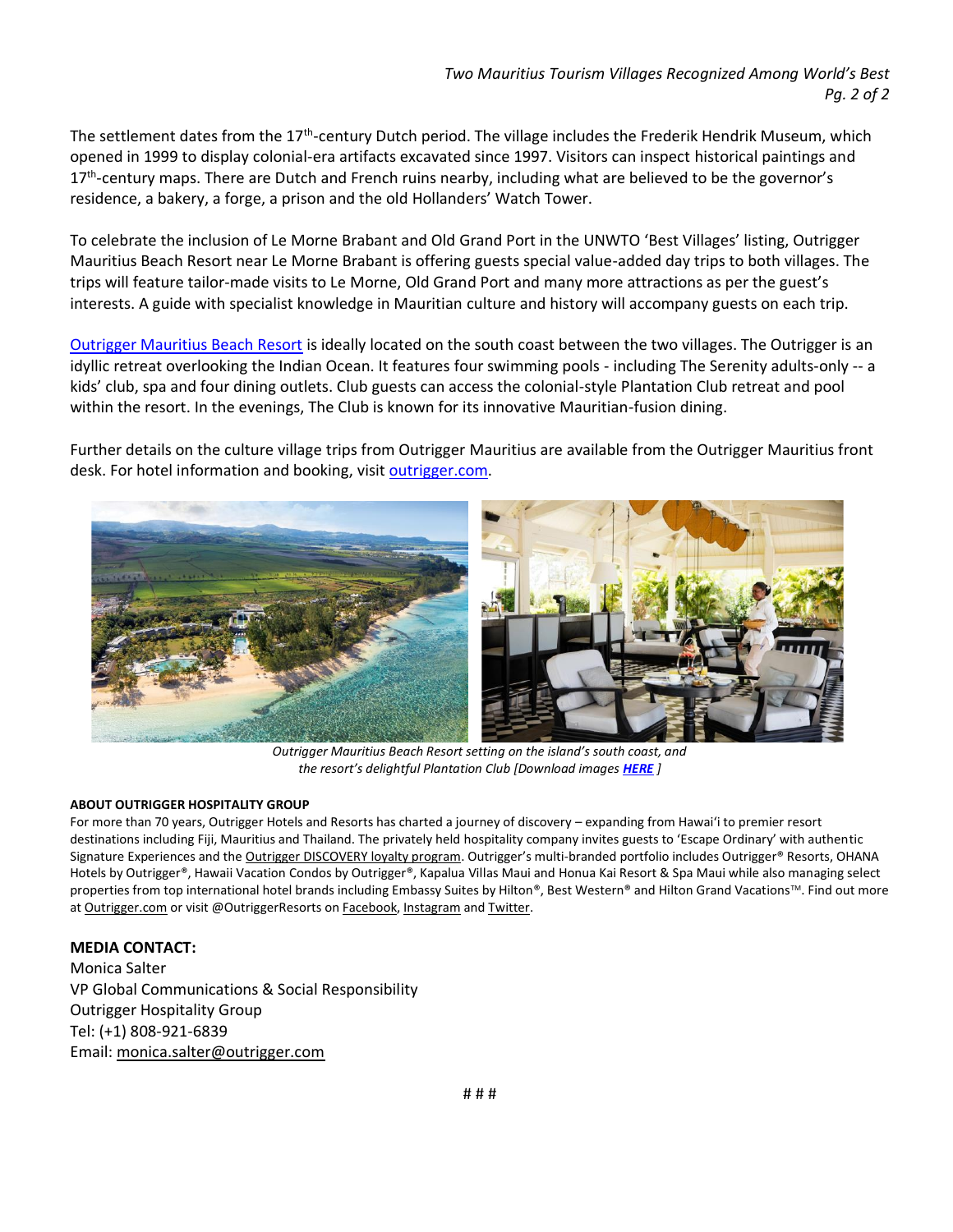The settlement dates from the 17th-century Dutch period. The village includes the Frederik Hendrik Museum, which opened in 1999 to display colonial-era artifacts excavated since 1997. Visitors can inspect historical paintings and 17th-century maps. There are Dutch and French ruins nearby, including what are believed to be the governor's residence, a bakery, a forge, a prison and the old Hollanders' Watch Tower.

To celebrate the inclusion of Le Morne Brabant and Old Grand Port in the UNWTO 'Best Villages' listing, Outrigger Mauritius Beach Resort near Le Morne Brabant is offering guests special value-added day trips to both villages. The trips will feature tailor-made visits to Le Morne, Old Grand Port and many more attractions as per the guest's interests. A guide with specialist knowledge in Mauritian culture and history will accompany guests on each trip.

Outrigger Mauritius Beach Resort is ideally located on the south coast between the two villages. The Outrigger is an idyllic retreat overlooking the Indian Ocean. It features four swimming pools - including The Serenity adults-only -- a kids' club, spa and four dining outlets. Club guests can access the colonial-style Plantation Club retreat and pool within the resort. In the evenings, The Club is known for its innovative Mauritian-fusion dining.

Further details on the culture village trips from Outrigger Mauritius are available from the Outrigger Mauritius front desk. For hotel information and booking, visit outrigger.com.

*Outrigger Mauritius Beach Resort setting on the island's south coast, and the resort's delightful Plantation Club [Download images **HERE** ]*

**ABOUT OUTRIGGER HOSPITALITY GROUP**

For more than 70 years, Outrigger Hotels and Resorts has charted a journey of discovery – expanding from Hawai'i to premier resort destinations including Fiji, Mauritius and Thailand. The privately held hospitality company invites guests to 'Escape Ordinary' with authentic Signature Experiences and the Outrigger DISCOVERY loyalty program. Outrigger's multi-branded portfolio includes Outrigger® Resorts, OHANA Hotels by Outrigger®, Hawaii Vacation Condos by Outrigger®, Kapalua Villas Maui and Honua Kai Resort & Spa Maui while also managing select properties from top international hotel brands including Embassy Suites by Hilton®, Best Western® and Hilton Grand Vacations™. Find out more at Outrigger.com or visit @OutriggerResorts on Facebook, Instagram and Twitter.

**MEDIA CONTACT:**
Monica Salter
VP Global Communications & Social Responsibility
Outrigger Hospitality Group
Tel: (+1) 808-921-6839
Email: monica.salter@outrigger.com

# # #